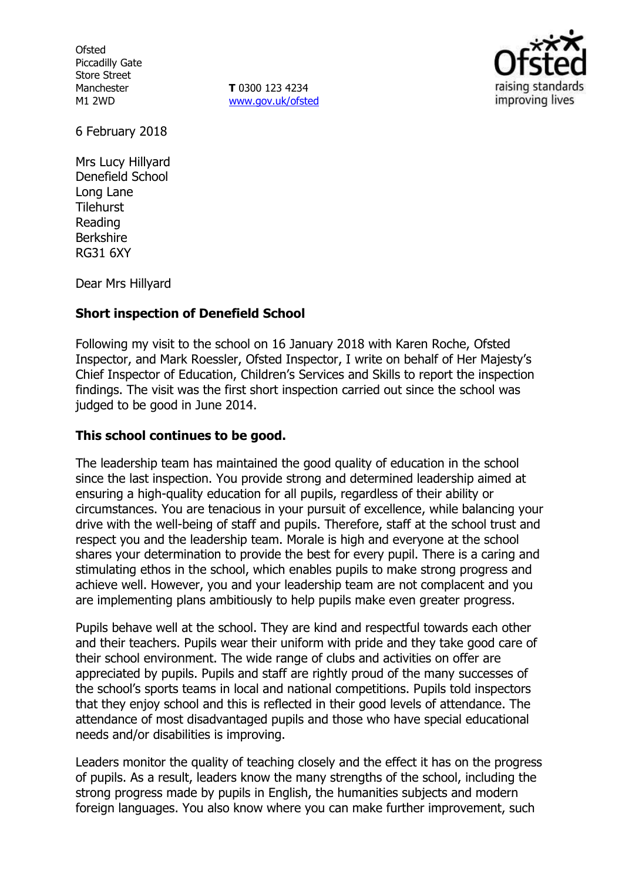Ofsted
Piccadilly Gate
Store Street
Manchester
M1 2WD

**T** 0300 123 4234
www.gov.uk/ofsted

6 February 2018

Mrs Lucy Hillyard
Denefield School
Long Lane
Tilehurst
Reading
Berkshire
RG31 6XY

Dear Mrs Hillyard

**Short inspection of Denefield School**

Following my visit to the school on 16 January 2018 with Karen Roche, Ofsted Inspector, and Mark Roessler, Ofsted Inspector, I write on behalf of Her Majesty's Chief Inspector of Education, Children's Services and Skills to report the inspection findings. The visit was the first short inspection carried out since the school was judged to be good in June 2014.

**This school continues to be good.**

The leadership team has maintained the good quality of education in the school since the last inspection. You provide strong and determined leadership aimed at ensuring a high-quality education for all pupils, regardless of their ability or circumstances. You are tenacious in your pursuit of excellence, while balancing your drive with the well-being of staff and pupils. Therefore, staff at the school trust and respect you and the leadership team. Morale is high and everyone at the school shares your determination to provide the best for every pupil. There is a caring and stimulating ethos in the school, which enables pupils to make strong progress and achieve well. However, you and your leadership team are not complacent and you are implementing plans ambitiously to help pupils make even greater progress.

Pupils behave well at the school. They are kind and respectful towards each other and their teachers. Pupils wear their uniform with pride and they take good care of their school environment. The wide range of clubs and activities on offer are appreciated by pupils. Pupils and staff are rightly proud of the many successes of the school's sports teams in local and national competitions. Pupils told inspectors that they enjoy school and this is reflected in their good levels of attendance. The attendance of most disadvantaged pupils and those who have special educational needs and/or disabilities is improving.

Leaders monitor the quality of teaching closely and the effect it has on the progress of pupils. As a result, leaders know the many strengths of the school, including the strong progress made by pupils in English, the humanities subjects and modern foreign languages. You also know where you can make further improvement, such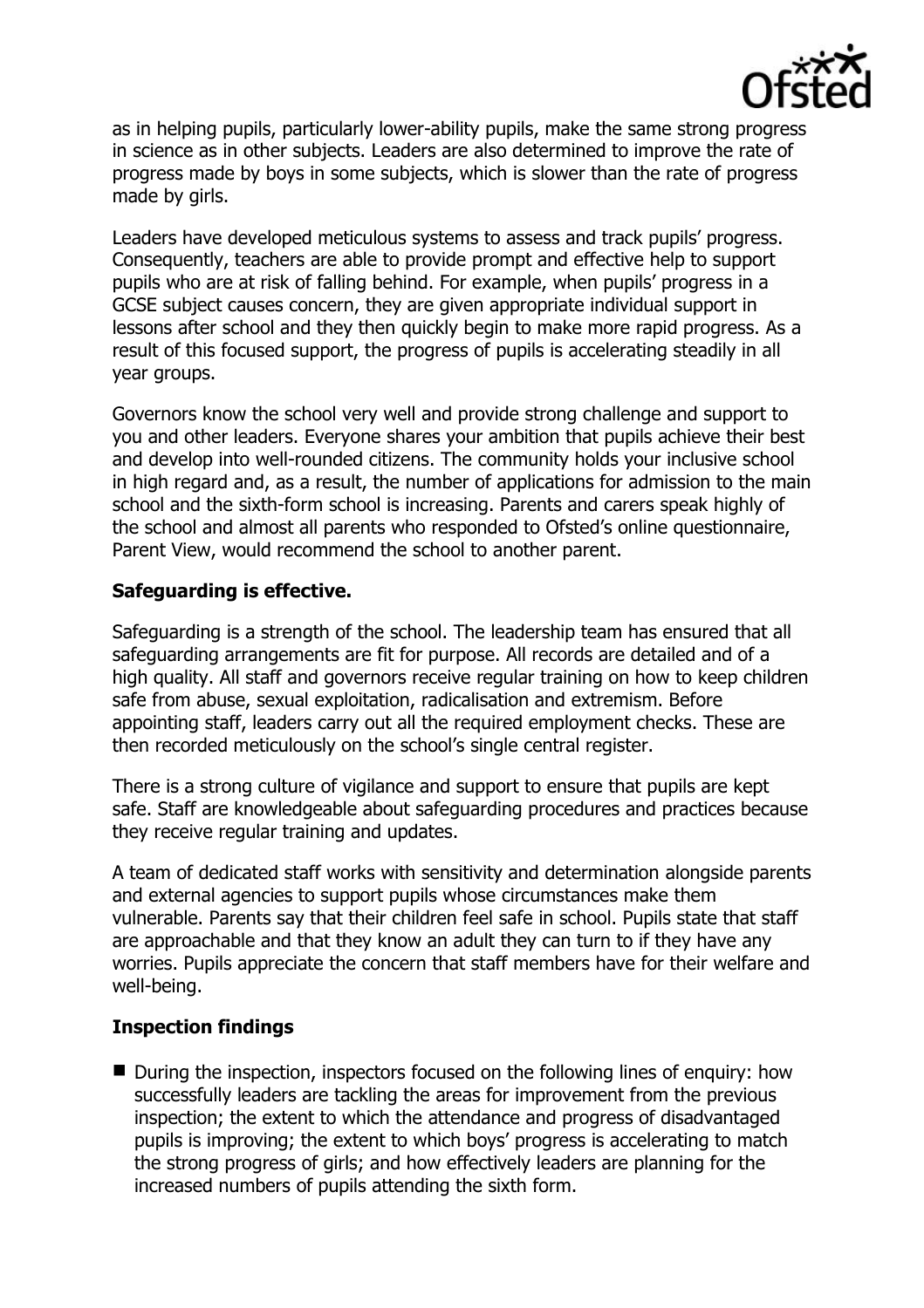as in helping pupils, particularly lower-ability pupils, make the same strong progress in science as in other subjects. Leaders are also determined to improve the rate of progress made by boys in some subjects, which is slower than the rate of progress made by girls.

Leaders have developed meticulous systems to assess and track pupils' progress. Consequently, teachers are able to provide prompt and effective help to support pupils who are at risk of falling behind. For example, when pupils' progress in a GCSE subject causes concern, they are given appropriate individual support in lessons after school and they then quickly begin to make more rapid progress. As a result of this focused support, the progress of pupils is accelerating steadily in all year groups.

Governors know the school very well and provide strong challenge and support to you and other leaders. Everyone shares your ambition that pupils achieve their best and develop into well-rounded citizens. The community holds your inclusive school in high regard and, as a result, the number of applications for admission to the main school and the sixth-form school is increasing. Parents and carers speak highly of the school and almost all parents who responded to Ofsted's online questionnaire, Parent View, would recommend the school to another parent.

## Safeguarding is effective.

Safeguarding is a strength of the school. The leadership team has ensured that all safeguarding arrangements are fit for purpose. All records are detailed and of a high quality. All staff and governors receive regular training on how to keep children safe from abuse, sexual exploitation, radicalisation and extremism. Before appointing staff, leaders carry out all the required employment checks. These are then recorded meticulously on the school's single central register.

There is a strong culture of vigilance and support to ensure that pupils are kept safe. Staff are knowledgeable about safeguarding procedures and practices because they receive regular training and updates.

A team of dedicated staff works with sensitivity and determination alongside parents and external agencies to support pupils whose circumstances make them vulnerable. Parents say that their children feel safe in school. Pupils state that staff are approachable and that they know an adult they can turn to if they have any worries. Pupils appreciate the concern that staff members have for their welfare and well-being.

## Inspection findings

- During the inspection, inspectors focused on the following lines of enquiry: how successfully leaders are tackling the areas for improvement from the previous inspection; the extent to which the attendance and progress of disadvantaged pupils is improving; the extent to which boys' progress is accelerating to match the strong progress of girls; and how effectively leaders are planning for the increased numbers of pupils attending the sixth form.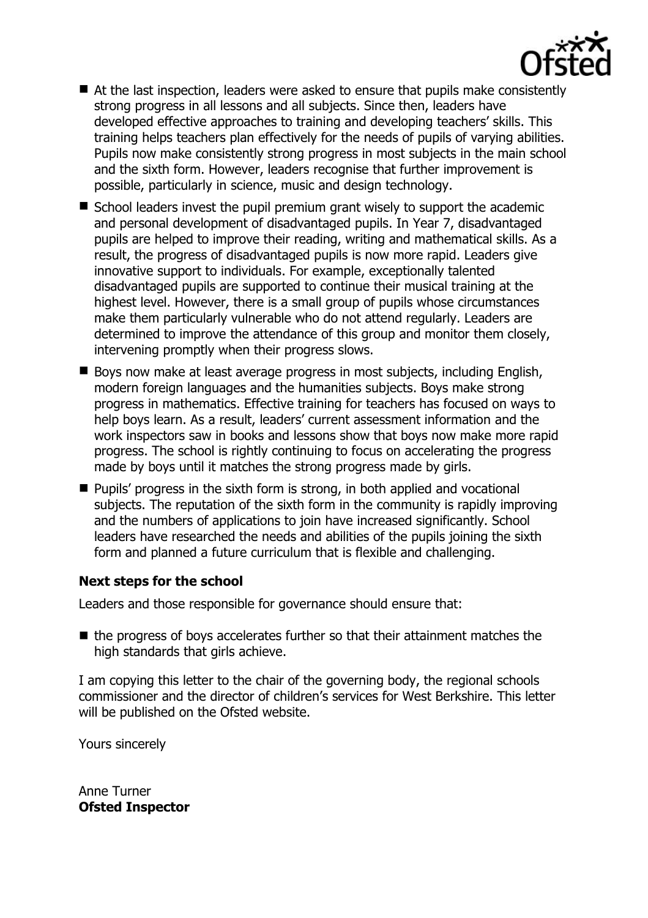- At the last inspection, leaders were asked to ensure that pupils make consistently strong progress in all lessons and all subjects. Since then, leaders have developed effective approaches to training and developing teachers' skills. This training helps teachers plan effectively for the needs of pupils of varying abilities. Pupils now make consistently strong progress in most subjects in the main school and the sixth form. However, leaders recognise that further improvement is possible, particularly in science, music and design technology.
- School leaders invest the pupil premium grant wisely to support the academic and personal development of disadvantaged pupils. In Year 7, disadvantaged pupils are helped to improve their reading, writing and mathematical skills. As a result, the progress of disadvantaged pupils is now more rapid. Leaders give innovative support to individuals. For example, exceptionally talented disadvantaged pupils are supported to continue their musical training at the highest level. However, there is a small group of pupils whose circumstances make them particularly vulnerable who do not attend regularly. Leaders are determined to improve the attendance of this group and monitor them closely, intervening promptly when their progress slows.
- Boys now make at least average progress in most subjects, including English, modern foreign languages and the humanities subjects. Boys make strong progress in mathematics. Effective training for teachers has focused on ways to help boys learn. As a result, leaders' current assessment information and the work inspectors saw in books and lessons show that boys now make more rapid progress. The school is rightly continuing to focus on accelerating the progress made by boys until it matches the strong progress made by girls.
- Pupils' progress in the sixth form is strong, in both applied and vocational subjects. The reputation of the sixth form in the community is rapidly improving and the numbers of applications to join have increased significantly. School leaders have researched the needs and abilities of the pupils joining the sixth form and planned a future curriculum that is flexible and challenging.

**Next steps for the school**

Leaders and those responsible for governance should ensure that:

- the progress of boys accelerates further so that their attainment matches the high standards that girls achieve.

I am copying this letter to the chair of the governing body, the regional schools commissioner and the director of children's services for West Berkshire. This letter will be published on the Ofsted website.

Yours sincerely

Anne Turner
**Ofsted Inspector**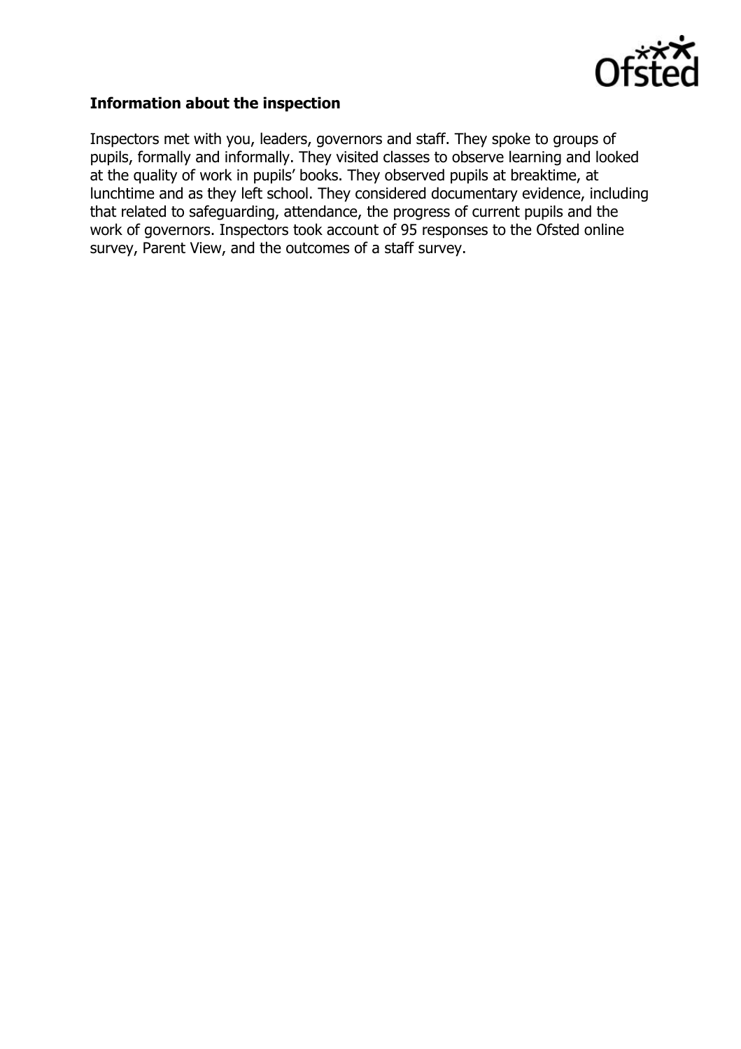**Information about the inspection**

Inspectors met with you, leaders, governors and staff. They spoke to groups of pupils, formally and informally. They visited classes to observe learning and looked at the quality of work in pupils' books. They observed pupils at breaktime, at lunchtime and as they left school. They considered documentary evidence, including that related to safeguarding, attendance, the progress of current pupils and the work of governors. Inspectors took account of 95 responses to the Ofsted online survey, Parent View, and the outcomes of a staff survey.